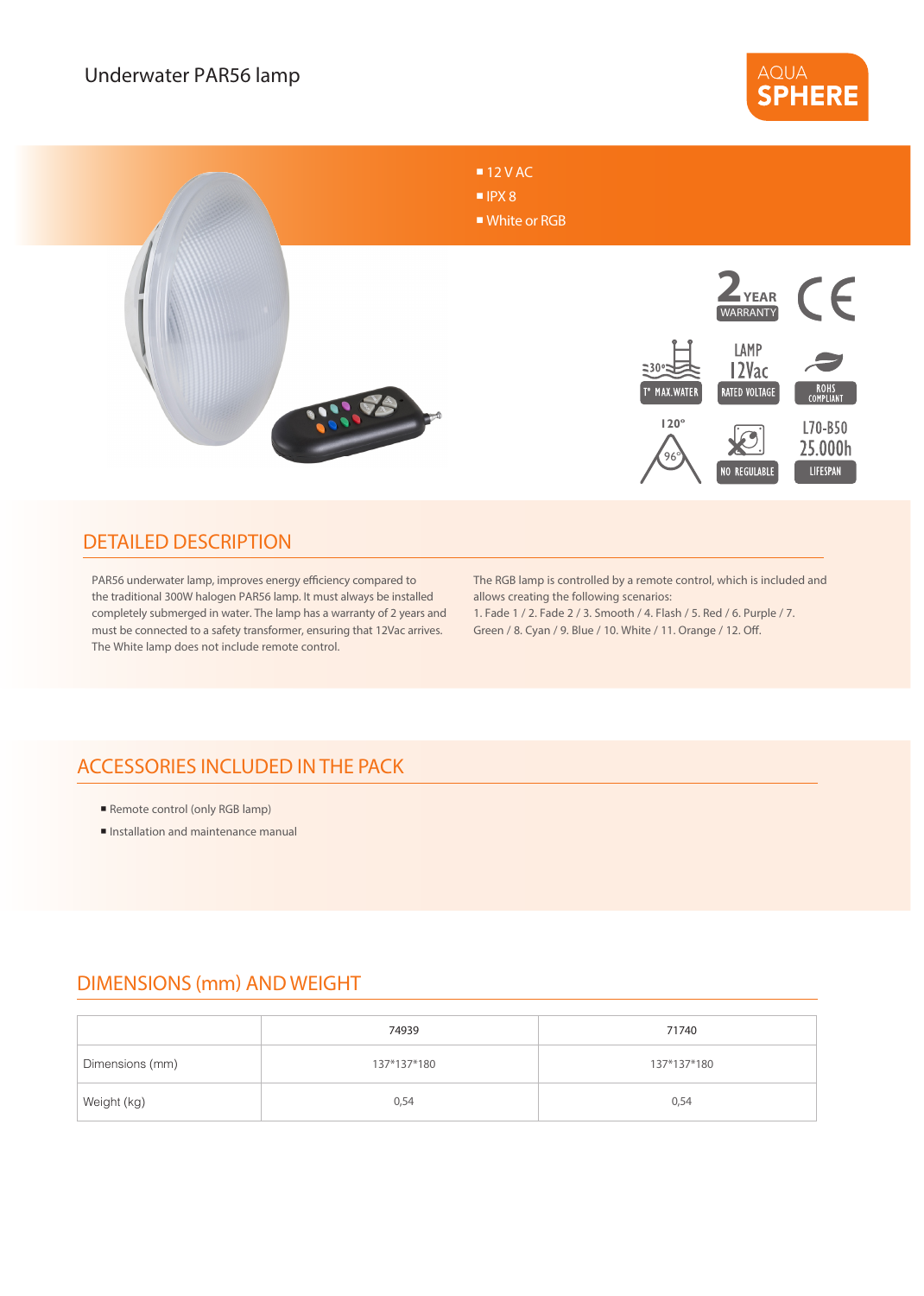# Underwater PAR56 lamp

AQUA SPHERE

- 12 V AC
- IPX 8
- White or RGB

2 YEAR WARRANTY

CE

≤30° T° MAX.WATER

LAMP 12Vac RATED VOLTAGE

ROHS COMPLIANT

120° 96°

NO REGULABLE

L70-B50 25.000h LIFESPAN

## DETAILED DESCRIPTION

PAR56 underwater lamp, improves energy efficiency compared to the traditional 300W halogen PAR56 lamp. It must always be installed completely submerged in water. The lamp has a warranty of 2 years and must be connected to a safety transformer, ensuring that 12Vac arrives. The White lamp does not include remote control.

The RGB lamp is controlled by a remote control, which is included and allows creating the following scenarios:
1. Fade 1 / 2. Fade 2 / 3. Smooth / 4. Flash / 5. Red / 6. Purple / 7. Green / 8. Cyan / 9. Blue / 10. White / 11. Orange / 12. Off.

## ACCESSORIES INCLUDED IN THE PACK

- Remote control (only RGB lamp)
- Installation and maintenance manual

## DIMENSIONS (mm) AND WEIGHT

| | 74939 | 71740 |
|---|---|---|
| Dimensions (mm) | 137*137*180 | 137*137*180 |
| Weight (kg) | 0,54 | 0,54 |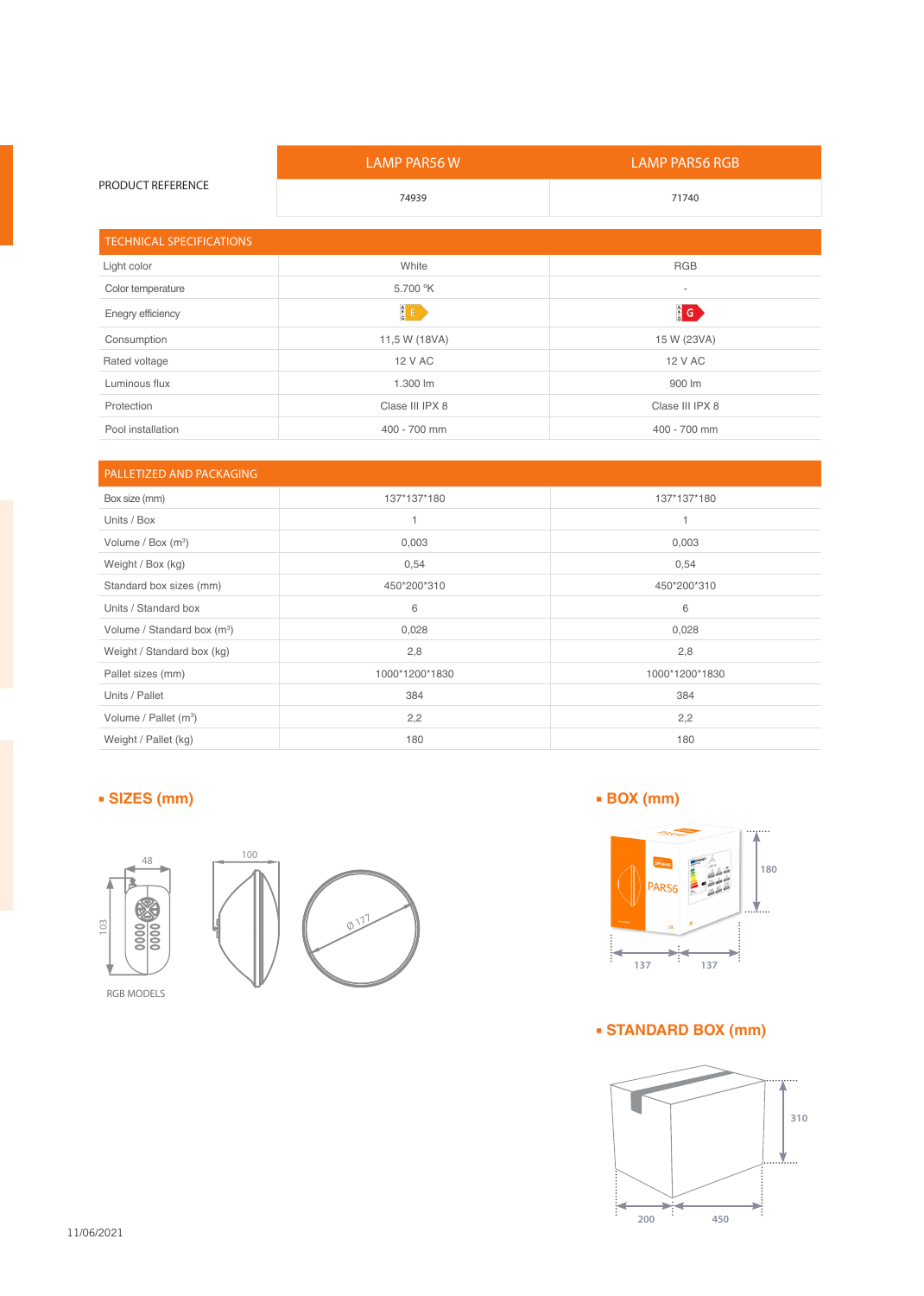| PRODUCT REFERENCE | LAMP PAR56 W | LAMP PAR56 RGB |
|---|---|---|
| | 74939 | 71740 |

| TECHNICAL SPECIFICATIONS | | |
|---|---|---|
| Light color | White | RGB |
| Color temperature | 5.700 ºK | - |
| Enegry efficiency | E | G |
| Consumption | 11,5 W (18VA) | 15 W (23VA) |
| Rated voltage | 12 V AC | 12 V AC |
| Luminous flux | 1.300 lm | 900 lm |
| Protection | Clase III IPX 8 | Clase III IPX 8 |
| Pool installation | 400 - 700 mm | 400 - 700 mm |

| PALLETIZED AND PACKAGING | | |
|---|---|---|
| Box size (mm) | 137*137*180 | 137*137*180 |
| Units / Box | 1 | 1 |
| Volume / Box ($m^3$) | 0,003 | 0,003 |
| Weight / Box (kg) | 0,54 | 0,54 |
| Standard box sizes (mm) | 450*200*310 | 450*200*310 |
| Units / Standard box | 6 | 6 |
| Volume / Standard box ($m^3$) | 0,028 | 0,028 |
| Weight / Standard box (kg) | 2,8 | 2,8 |
| Pallet sizes (mm) | 1000*1200*1830 | 1000*1200*1830 |
| Units / Pallet | 384 | 384 |
| Volume / Pallet ($m^3$) | 2,2 | 2,2 |
| Weight / Pallet (kg) | 180 | 180 |

## SIZES (mm)

48
103
100
Ø 177

RGB MODELS

## BOX (mm)

PAR56
180
137
137

## STANDARD BOX (mm)

310
200
450

11/06/2021